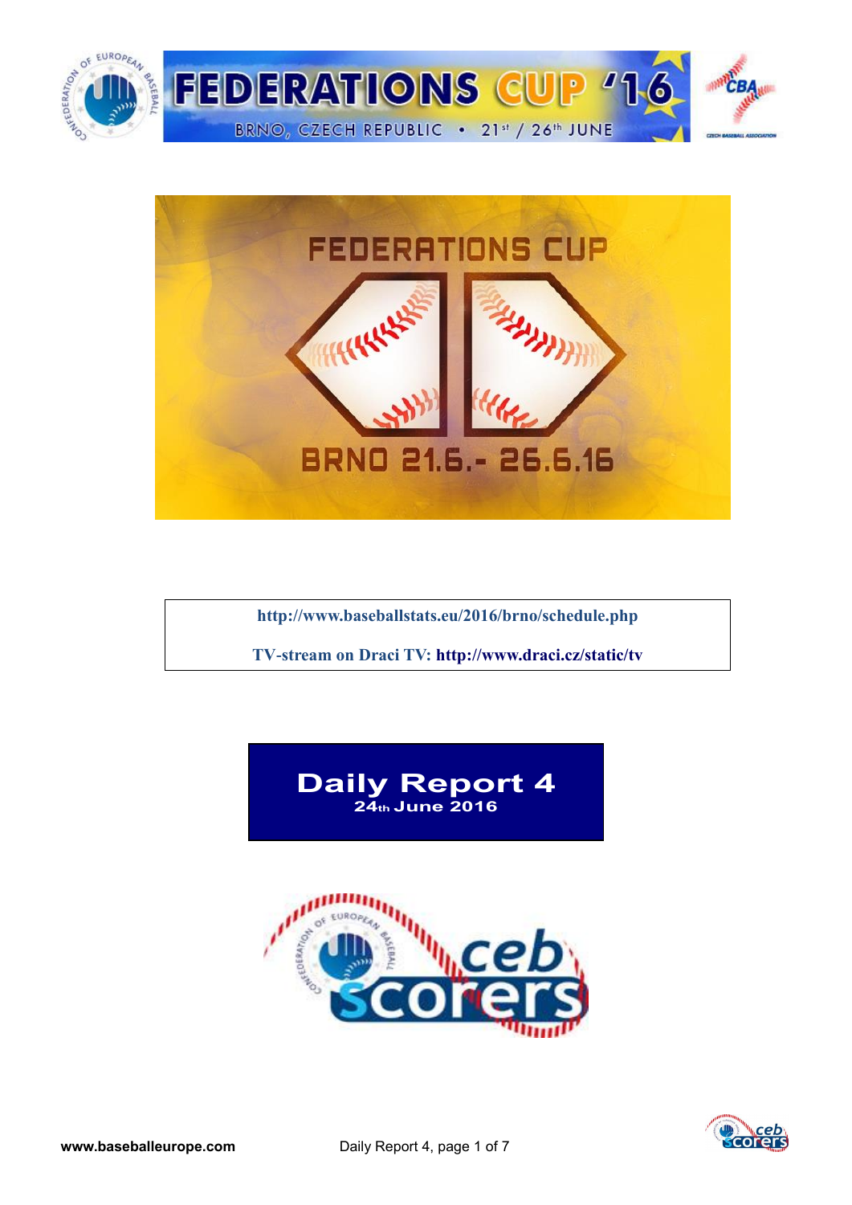# FEDERATIONS CUP '16

BRNO, CZECH REPUBLIC • 21st / 26th JUNE

FEDERATIONS CUP

BRNO 21.6.- 26.6.16

http://www.baseballstats.eu/2016/brno/schedule.php

TV-stream on Draci TV: http://www.draci.cz/static/tv

## Daily Report 4

**24th June 2016**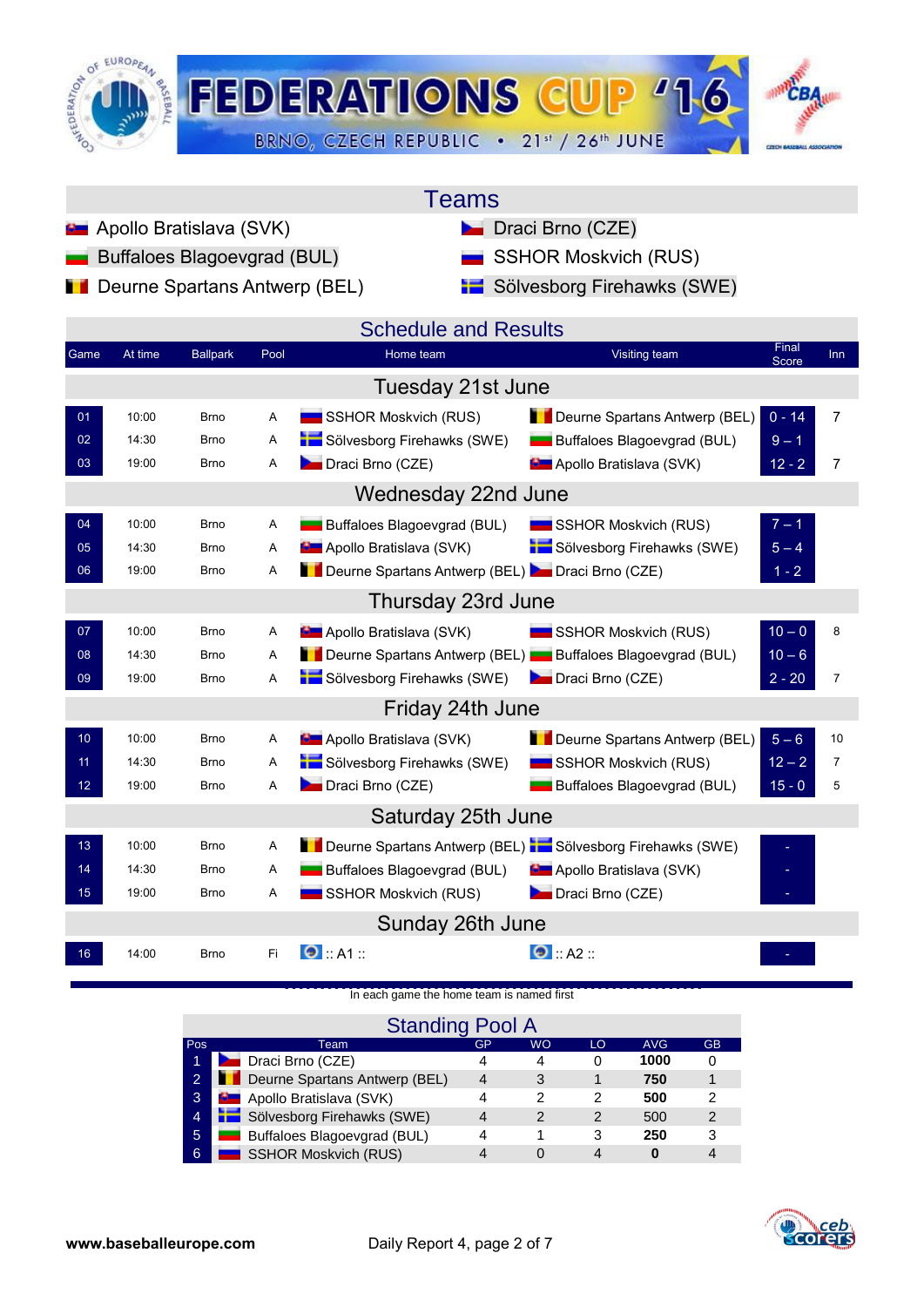# FEDERATIONS CUP '16

BRNO, CZECH REPUBLIC • 21st / 26th JUNE

## Teams

- Apollo Bratislava (SVK)
- Buffaloes Blagoevgrad (BUL)
- Deurne Spartans Antwerp (BEL)
- Draci Brno (CZE)
- SSHOR Moskvich (RUS)
- Sölvesborg Firehawks (SWE)

## Schedule and Results

| Game | At time | Ballpark | Pool | Home team | Visiting team | Final Score | Inn |
|---|---|---|---|---|---|---|---|
| **Tuesday 21st June** | | | | | | | |
| 01 | 10:00 | Brno | A | SSHOR Moskvich (RUS) | Deurne Spartans Antwerp (BEL) | 0 - 14 | 7 |
| 02 | 14:30 | Brno | A | Sölvesborg Firehawks (SWE) | Buffaloes Blagoevgrad (BUL) | 9 – 1 | |
| 03 | 19:00 | Brno | A | Draci Brno (CZE) | Apollo Bratislava (SVK) | 12 - 2 | 7 |
| **Wednesday 22nd June** | | | | | | | |
| 04 | 10:00 | Brno | A | Buffaloes Blagoevgrad (BUL) | SSHOR Moskvich (RUS) | 7 – 1 | |
| 05 | 14:30 | Brno | A | Apollo Bratislava (SVK) | Sölvesborg Firehawks (SWE) | 5 – 4 | |
| 06 | 19:00 | Brno | A | Deurne Spartans Antwerp (BEL) | Draci Brno (CZE) | 1 - 2 | |
| **Thursday 23rd June** | | | | | | | |
| 07 | 10:00 | Brno | A | Apollo Bratislava (SVK) | SSHOR Moskvich (RUS) | 10 – 0 | 8 |
| 08 | 14:30 | Brno | A | Deurne Spartans Antwerp (BEL) | Buffaloes Blagoevgrad (BUL) | 10 – 6 | |
| 09 | 19:00 | Brno | A | Sölvesborg Firehawks (SWE) | Draci Brno (CZE) | 2 - 20 | 7 |
| **Friday 24th June** | | | | | | | |
| 10 | 10:00 | Brno | A | Apollo Bratislava (SVK) | Deurne Spartans Antwerp (BEL) | 5 – 6 | 10 |
| 11 | 14:30 | Brno | A | Sölvesborg Firehawks (SWE) | SSHOR Moskvich (RUS) | 12 – 2 | 7 |
| 12 | 19:00 | Brno | A | Draci Brno (CZE) | Buffaloes Blagoevgrad (BUL) | 15 - 0 | 5 |
| **Saturday 25th June** | | | | | | | |
| 13 | 10:00 | Brno | A | Deurne Spartans Antwerp (BEL) | Sölvesborg Firehawks (SWE) | - | |
| 14 | 14:30 | Brno | A | Buffaloes Blagoevgrad (BUL) | Apollo Bratislava (SVK) | - | |
| 15 | 19:00 | Brno | A | SSHOR Moskvich (RUS) | Draci Brno (CZE) | - | |
| **Sunday 26th June** | | | | | | | |
| 16 | 14:00 | Brno | Fi | :: A1 :: | :: A2 :: | - | |

In each game the home team is named first

## Standing Pool A

| Pos | Team | GP | WO | LO | AVG | GB |
|---|---|---|---|---|---|---|
| 1 | Draci Brno (CZE) | 4 | 4 | 0 | **1000** | 0 |
| 2 | Deurne Spartans Antwerp (BEL) | 4 | 3 | 1 | **750** | 1 |
| 3 | Apollo Bratislava (SVK) | 4 | 2 | 2 | **500** | 2 |
| 4 | Sölvesborg Firehawks (SWE) | 4 | 2 | 2 | 500 | 2 |
| 5 | Buffaloes Blagoevgrad (BUL) | 4 | 1 | 3 | **250** | 3 |
| 6 | SSHOR Moskvich (RUS) | 4 | 0 | 4 | **0** | 4 |

**www.baseballeurope.com** Daily Report 4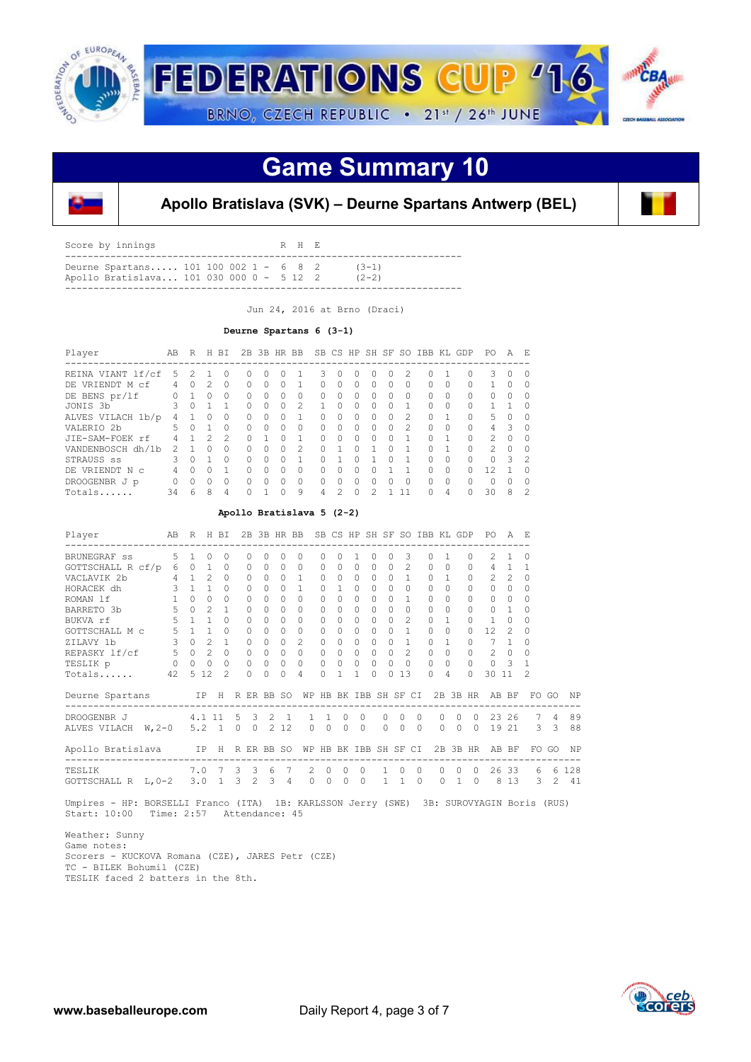# Game Summary 10

## Apollo Bratislava (SVK) – Deurne Spartans Antwerp (BEL)

Score by innings

| Team | Innings | R | H | E | Record |
|---|---|---|---|---|---|
| Deurne Spartans | 101 100 002 1 | 6 | 8 | 2 | (3-1) |
| Apollo Bratislava | 101 030 000 0 | 5 | 12 | 2 | (2-2) |

Jun 24, 2016 at Brno (Draci)

**Deurne Spartans 6 (3-1)**

| Player | AB | R | H | BI | 2B | 3B | HR | BB | SB | CS | HP | SH | SF | SO | IBB | KL | GDP | PO | A | E |
|---|---|---|---|---|---|---|---|---|---|---|---|---|---|---|---|---|---|---|---|---|
| REINA VIANT lf/cf | 5 | 2 | 1 | 0 | 0 | 0 | 0 | 1 | 3 | 0 | 0 | 0 | 0 | 2 | 0 | 1 | 0 | 3 | 0 | 0 |
| DE VRIENDT M cf | 4 | 0 | 2 | 0 | 0 | 0 | 0 | 1 | 0 | 0 | 0 | 0 | 0 | 0 | 0 | 0 | 0 | 1 | 0 | 0 |
| DE BENS pr/lf | 0 | 1 | 0 | 0 | 0 | 0 | 0 | 0 | 0 | 0 | 0 | 0 | 0 | 0 | 0 | 0 | 0 | 0 | 0 | 0 |
| JONIS 3b | 3 | 0 | 1 | 1 | 0 | 0 | 0 | 2 | 1 | 0 | 0 | 0 | 0 | 1 | 0 | 0 | 0 | 1 | 1 | 0 |
| ALVES VILACH 1b/p | 4 | 1 | 0 | 0 | 0 | 0 | 0 | 1 | 0 | 0 | 0 | 0 | 0 | 2 | 0 | 1 | 0 | 5 | 0 | 0 |
| VALERIO 2b | 5 | 0 | 1 | 0 | 0 | 0 | 0 | 0 | 0 | 0 | 0 | 0 | 0 | 2 | 0 | 0 | 0 | 4 | 3 | 0 |
| JIE-SAM-FOEK rf | 4 | 1 | 2 | 2 | 0 | 1 | 0 | 1 | 0 | 0 | 0 | 0 | 0 | 1 | 0 | 1 | 0 | 2 | 0 | 0 |
| VANDENBOSCH dh/1b | 2 | 1 | 0 | 0 | 0 | 0 | 0 | 2 | 0 | 1 | 0 | 1 | 0 | 1 | 0 | 1 | 0 | 2 | 0 | 0 |
| STRAUSS ss | 3 | 0 | 1 | 0 | 0 | 0 | 0 | 1 | 0 | 1 | 0 | 1 | 0 | 1 | 0 | 0 | 0 | 0 | 3 | 2 |
| DE VRIENDT N c | 4 | 0 | 0 | 1 | 0 | 0 | 0 | 0 | 0 | 0 | 0 | 0 | 1 | 1 | 0 | 0 | 0 | 12 | 1 | 0 |
| DROOGENBR J p | 0 | 0 | 0 | 0 | 0 | 0 | 0 | 0 | 0 | 0 | 0 | 0 | 0 | 0 | 0 | 0 | 0 | 0 | 0 | 0 |
| Totals...... | 34 | 6 | 8 | 4 | 0 | 1 | 0 | 9 | 4 | 2 | 0 | 2 | 1 | 11 | 0 | 4 | 0 | 30 | 8 | 2 |

**Apollo Bratislava 5 (2-2)**

| Player | AB | R | H | BI | 2B | 3B | HR | BB | SB | CS | HP | SH | SF | SO | IBB | KL | GDP | PO | A | E |
|---|---|---|---|---|---|---|---|---|---|---|---|---|---|---|---|---|---|---|---|---|
| BRUNEGRAF ss | 5 | 1 | 0 | 0 | 0 | 0 | 0 | 0 | 0 | 0 | 1 | 0 | 0 | 3 | 0 | 1 | 0 | 2 | 1 | 0 |
| GOTTSCHALL R cf/p | 6 | 0 | 1 | 0 | 0 | 0 | 0 | 0 | 0 | 0 | 0 | 0 | 0 | 2 | 0 | 0 | 0 | 4 | 1 | 1 |
| VACLAVIK 2b | 4 | 1 | 2 | 0 | 0 | 0 | 0 | 1 | 0 | 0 | 0 | 0 | 0 | 1 | 0 | 1 | 0 | 2 | 2 | 0 |
| HORACEK dh | 3 | 1 | 1 | 0 | 0 | 0 | 0 | 1 | 0 | 1 | 0 | 0 | 0 | 0 | 0 | 0 | 0 | 0 | 0 | 0 |
| ROMAN lf | 1 | 0 | 0 | 0 | 0 | 0 | 0 | 0 | 0 | 0 | 0 | 0 | 0 | 1 | 0 | 0 | 0 | 0 | 0 | 0 |
| BARRETO 3b | 5 | 0 | 2 | 1 | 0 | 0 | 0 | 0 | 0 | 0 | 0 | 0 | 0 | 0 | 0 | 0 | 0 | 0 | 1 | 0 |
| BUKVA rf | 5 | 1 | 1 | 0 | 0 | 0 | 0 | 0 | 0 | 0 | 0 | 0 | 0 | 2 | 0 | 1 | 0 | 1 | 0 | 0 |
| GOTTSCHALL M c | 5 | 1 | 1 | 0 | 0 | 0 | 0 | 0 | 0 | 0 | 0 | 0 | 0 | 1 | 0 | 0 | 0 | 12 | 2 | 0 |
| ZILAVY 1b | 3 | 0 | 2 | 1 | 0 | 0 | 0 | 2 | 0 | 0 | 0 | 0 | 0 | 1 | 0 | 1 | 0 | 7 | 1 | 0 |
| REPASKY lf/cf | 5 | 0 | 2 | 0 | 0 | 0 | 0 | 0 | 0 | 0 | 0 | 0 | 0 | 2 | 0 | 0 | 0 | 2 | 0 | 0 |
| TESLIK p | 0 | 0 | 0 | 0 | 0 | 0 | 0 | 0 | 0 | 0 | 0 | 0 | 0 | 0 | 0 | 0 | 0 | 0 | 3 | 1 |
| Totals...... | 42 | 5 | 12 | 2 | 0 | 0 | 0 | 4 | 0 | 1 | 1 | 0 | 0 | 13 | 0 | 4 | 0 | 30 | 11 | 2 |

| Deurne Spartans | IP | H | R | ER | BB | SO | WP | HB | BK | IBB | SH | SF | CI | 2B | 3B | HR | AB | BF | FO | GO | NP |
|---|---|---|---|---|---|---|---|---|---|---|---|---|---|---|---|---|---|---|---|---|---|
| DROOGENBR J | 4.1 | 11 | 5 | 3 | 2 | 1 | 1 | 1 | 0 | 0 | 0 | 0 | 0 | 0 | 0 | 0 | 23 | 26 | 7 | 4 | 89 |
| ALVES VILACH W,2-0 | 5.2 | 1 | 0 | 0 | 2 | 12 | 0 | 0 | 0 | 0 | 0 | 0 | 0 | 0 | 0 | 0 | 19 | 21 | 3 | 3 | 88 |

| Apollo Bratislava | IP | H | R | ER | BB | SO | WP | HB | BK | IBB | SH | SF | CI | 2B | 3B | HR | AB | BF | FO | GO | NP |
|---|---|---|---|---|---|---|---|---|---|---|---|---|---|---|---|---|---|---|---|---|---|
| TESLIK | 7.0 | 7 | 3 | 3 | 6 | 7 | 2 | 0 | 0 | 0 | 1 | 0 | 0 | 0 | 0 | 0 | 26 | 33 | 6 | 6 | 128 |
| GOTTSCHALL R L,0-2 | 3.0 | 1 | 3 | 2 | 3 | 4 | 0 | 0 | 0 | 0 | 1 | 1 | 0 | 0 | 1 | 0 | 8 | 13 | 3 | 2 | 41 |

Umpires - HP: BORSELLI Franco (ITA) 1B: KARLSSON Jerry (SWE) 3B: SUROVYAGIN Boris (RUS)
Start: 10:00 Time: 2:57 Attendance: 45

Weather: Sunny
Game notes:
Scorers - KUCKOVA Romana (CZE), JARES Petr (CZE)
TC - BILEK Bohumil (CZE)
TESLIK faced 2 batters in the 8th.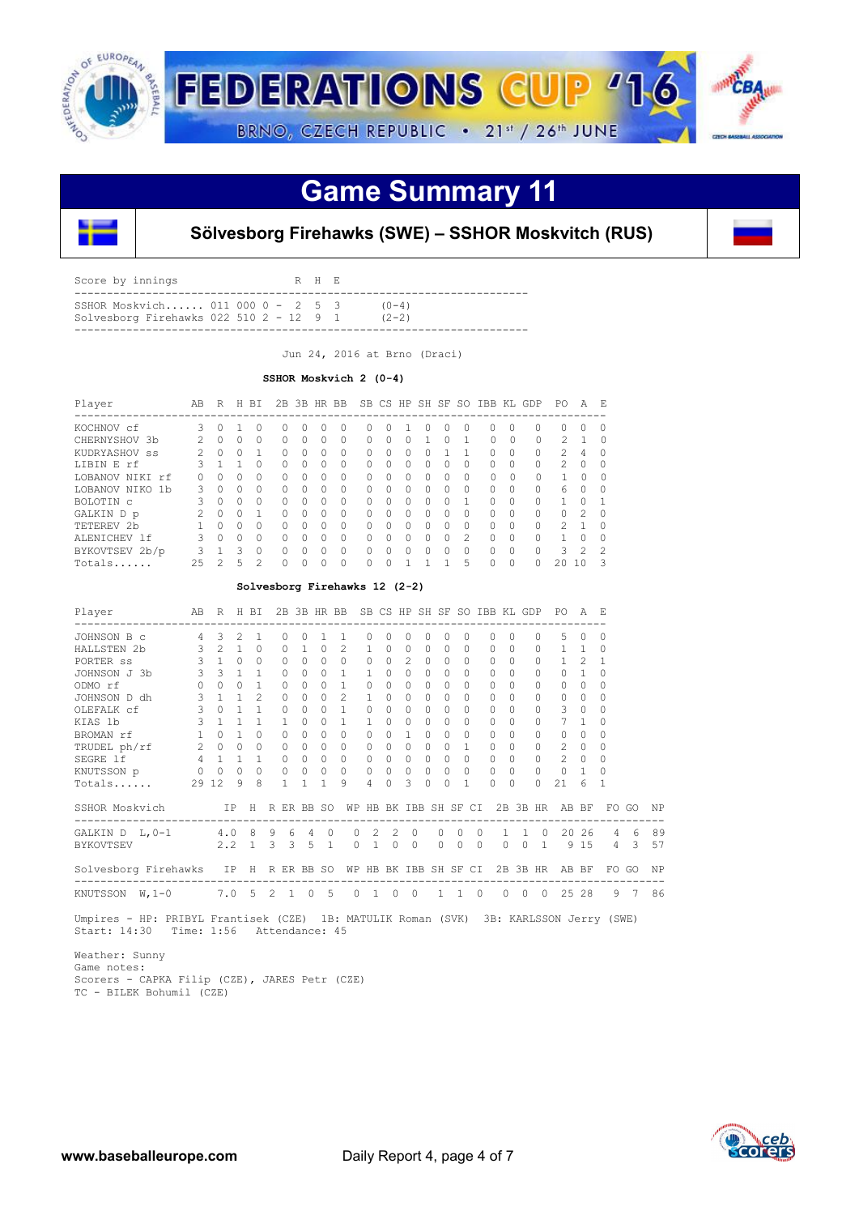# FEDERATIONS CUP '16

BRNO, CZECH REPUBLIC • 21st / 26th JUNE

# Game Summary 11

## Sölvesborg Firehawks (SWE) – SSHOR Moskvitch (RUS)

| Score by innings | | R | H | E | |
|---|---|---|---|---|---|
| SSHOR Moskvich...... | 011 000 0 | 2 | 5 | 3 | (0-4) |
| Solvesborg Firehawks | 022 510 2 | 12 | 9 | 1 | (2-2) |

Jun 24, 2016 at Brno (Draci)

**SSHOR Moskvich 2 (0-4)**

| Player | AB | R | H | BI | 2B | 3B | HR | BB | SB | CS | HP | SH | SF | SO | IBB | KL | GDP | PO | A | E |
|---|---|---|---|---|---|---|---|---|---|---|---|---|---|---|---|---|---|---|---|---|
| KOCHNOV cf | 3 | 0 | 1 | 0 | 0 | 0 | 0 | 0 | 0 | 0 | 1 | 0 | 0 | 0 | 0 | 0 | 0 | 0 | 0 | 0 |
| CHERNYSHOV 3b | 2 | 0 | 0 | 0 | 0 | 0 | 0 | 0 | 0 | 0 | 0 | 1 | 0 | 1 | 0 | 0 | 0 | 2 | 1 | 0 |
| KUDRYASHOV ss | 2 | 0 | 0 | 1 | 0 | 0 | 0 | 0 | 0 | 0 | 0 | 0 | 1 | 1 | 0 | 0 | 0 | 2 | 4 | 0 |
| LIBIN E rf | 3 | 1 | 1 | 0 | 0 | 0 | 0 | 0 | 0 | 0 | 0 | 0 | 0 | 0 | 0 | 0 | 0 | 2 | 0 | 0 |
| LOBANOV NIKI rf | 0 | 0 | 0 | 0 | 0 | 0 | 0 | 0 | 0 | 0 | 0 | 0 | 0 | 0 | 0 | 0 | 0 | 1 | 0 | 0 |
| LOBANOV NIKO 1b | 3 | 0 | 0 | 0 | 0 | 0 | 0 | 0 | 0 | 0 | 0 | 0 | 0 | 0 | 0 | 0 | 0 | 6 | 0 | 0 |
| BOLOTIN c | 3 | 0 | 0 | 0 | 0 | 0 | 0 | 0 | 0 | 0 | 0 | 0 | 0 | 1 | 0 | 0 | 0 | 1 | 0 | 1 |
| GALKIN D p | 2 | 0 | 0 | 1 | 0 | 0 | 0 | 0 | 0 | 0 | 0 | 0 | 0 | 0 | 0 | 0 | 0 | 0 | 2 | 0 |
| TETEREV 2b | 1 | 0 | 0 | 0 | 0 | 0 | 0 | 0 | 0 | 0 | 0 | 0 | 0 | 0 | 0 | 0 | 0 | 2 | 1 | 0 |
| ALENICHEV lf | 3 | 0 | 0 | 0 | 0 | 0 | 0 | 0 | 0 | 0 | 0 | 0 | 0 | 2 | 0 | 0 | 0 | 1 | 0 | 0 |
| BYKOVTSEV 2b/p | 3 | 1 | 3 | 0 | 0 | 0 | 0 | 0 | 0 | 0 | 0 | 0 | 0 | 0 | 0 | 0 | 0 | 3 | 2 | 2 |
| Totals...... | 25 | 2 | 5 | 2 | 0 | 0 | 0 | 0 | 0 | 0 | 1 | 1 | 1 | 5 | 0 | 0 | 0 | 20 | 10 | 3 |

**Solvesborg Firehawks 12 (2-2)**

| Player | AB | R | H | BI | 2B | 3B | HR | BB | SB | CS | HP | SH | SF | SO | IBB | KL | GDP | PO | A | E |
|---|---|---|---|---|---|---|---|---|---|---|---|---|---|---|---|---|---|---|---|---|
| JOHNSON B c | 4 | 3 | 2 | 1 | 0 | 0 | 1 | 1 | 0 | 0 | 0 | 0 | 0 | 0 | 0 | 0 | 0 | 5 | 0 | 0 |
| HALLSTEN 2b | 3 | 2 | 1 | 0 | 0 | 1 | 0 | 2 | 1 | 0 | 0 | 0 | 0 | 0 | 0 | 0 | 0 | 1 | 1 | 0 |
| PORTER ss | 3 | 1 | 0 | 0 | 0 | 0 | 0 | 0 | 0 | 0 | 2 | 0 | 0 | 0 | 0 | 0 | 0 | 1 | 2 | 1 |
| JOHNSON J 3b | 3 | 3 | 1 | 1 | 0 | 0 | 0 | 1 | 1 | 0 | 0 | 0 | 0 | 0 | 0 | 0 | 0 | 0 | 1 | 0 |
| ODMO rf | 0 | 0 | 0 | 1 | 0 | 0 | 0 | 1 | 0 | 0 | 0 | 0 | 0 | 0 | 0 | 0 | 0 | 0 | 0 | 0 |
| JOHNSON D dh | 3 | 1 | 1 | 2 | 0 | 0 | 0 | 2 | 1 | 0 | 0 | 0 | 0 | 0 | 0 | 0 | 0 | 0 | 0 | 0 |
| OLEFALK cf | 3 | 0 | 1 | 1 | 0 | 0 | 0 | 1 | 0 | 0 | 0 | 0 | 0 | 0 | 0 | 0 | 0 | 3 | 0 | 0 |
| KIAS 1b | 3 | 1 | 1 | 1 | 1 | 0 | 0 | 1 | 1 | 0 | 0 | 0 | 0 | 0 | 0 | 0 | 0 | 7 | 1 | 0 |
| BROMAN rf | 1 | 0 | 1 | 0 | 0 | 0 | 0 | 0 | 0 | 0 | 1 | 0 | 0 | 0 | 0 | 0 | 0 | 0 | 0 | 0 |
| TRUDEL ph/rf | 2 | 0 | 0 | 0 | 0 | 0 | 0 | 0 | 0 | 0 | 0 | 0 | 0 | 1 | 0 | 0 | 0 | 2 | 0 | 0 |
| SEGRE lf | 4 | 1 | 1 | 1 | 0 | 0 | 0 | 0 | 0 | 0 | 0 | 0 | 0 | 0 | 0 | 0 | 0 | 2 | 0 | 0 |
| KNUTSSON p | 0 | 0 | 0 | 0 | 0 | 0 | 0 | 0 | 0 | 0 | 0 | 0 | 0 | 0 | 0 | 0 | 0 | 0 | 1 | 0 |
| Totals...... | 29 | 12 | 9 | 8 | 1 | 1 | 1 | 9 | 4 | 0 | 3 | 0 | 0 | 1 | 0 | 0 | 0 | 21 | 6 | 1 |

| SSHOR Moskvich | IP | H | R | ER | BB | SO | WP | HB | BK | IBB | SH | SF | CI | 2B | 3B | HR | AB | BF | FO | GO | NP |
|---|---|---|---|---|---|---|---|---|---|---|---|---|---|---|---|---|---|---|---|---|---|
| GALKIN D L,0-1 | 4.0 | 8 | 9 | 6 | 4 | 0 | 0 | 2 | 2 | 0 | 0 | 0 | 0 | 1 | 1 | 0 | 20 | 26 | 4 | 6 | 89 |
| BYKOVTSEV | 2.2 | 1 | 3 | 3 | 5 | 1 | 0 | 1 | 0 | 0 | 0 | 0 | 0 | 0 | 0 | 1 | 9 | 15 | 4 | 3 | 57 |

| Solvesborg Firehawks | IP | H | R | ER | BB | SO | WP | HB | BK | IBB | SH | SF | CI | 2B | 3B | HR | AB | BF | FO | GO | NP |
|---|---|---|---|---|---|---|---|---|---|---|---|---|---|---|---|---|---|---|---|---|---|
| KNUTSSON W,1-0 | 7.0 | 5 | 2 | 1 | 0 | 5 | 0 | 1 | 0 | 0 | 1 | 1 | 0 | 0 | 0 | 0 | 25 | 28 | 9 | 7 | 86 |

Umpires - HP: PRIBYL Frantisek (CZE) 1B: MATULIK Roman (SVK) 3B: KARLSSON Jerry (SWE)
Start: 14:30 Time: 1:56 Attendance: 45

Weather: Sunny
Game notes:
Scorers - CAPKA Filip (CZE), JARES Petr (CZE)
TC - BILEK Bohumil (CZE)

www.baseballeurope.com Daily Report 4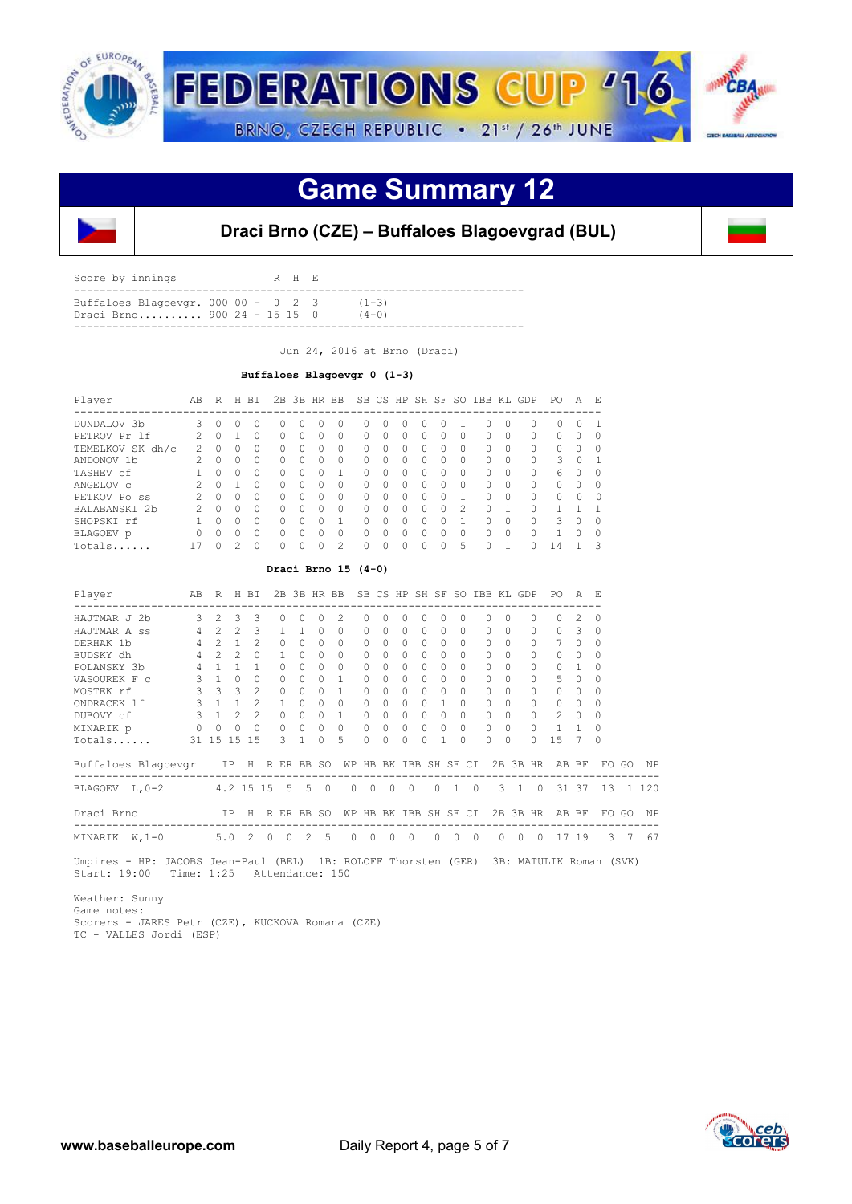# Game Summary 12

## Draci Brno (CZE) – Buffaloes Blagoevgrad (BUL)

| Score by innings | | R | H | E | |
|---|---|---|---|---|---|
| Buffaloes Blagoevgr. | 000 00 - | 0 | 2 | 3 | (1-3) |
| Draci Brno.......... | 900 24 - | 15 | 15 | 0 | (4-0) |

Jun 24, 2016 at Brno (Draci)

**Buffaloes Blagoevgr 0 (1-3)**

| Player | AB | R | H | BI | 2B | 3B | HR | BB | SB | CS | HP | SH | SF | SO | IBB | KL | GDP | PO | A | E |
|---|---|---|---|---|---|---|---|---|---|---|---|---|---|---|---|---|---|---|---|---|
| DUNDALOV 3b | 3 | 0 | 0 | 0 | 0 | 0 | 0 | 0 | 0 | 0 | 0 | 0 | 0 | 1 | 0 | 0 | 0 | 0 | 0 | 1 |
| PETROV Pr lf | 2 | 0 | 1 | 0 | 0 | 0 | 0 | 0 | 0 | 0 | 0 | 0 | 0 | 0 | 0 | 0 | 0 | 0 | 0 | 0 |
| TEMELKOV SK dh/c | 2 | 0 | 0 | 0 | 0 | 0 | 0 | 0 | 0 | 0 | 0 | 0 | 0 | 0 | 0 | 0 | 0 | 0 | 0 | 0 |
| ANDONOV 1b | 2 | 0 | 0 | 0 | 0 | 0 | 0 | 0 | 0 | 0 | 0 | 0 | 0 | 0 | 0 | 0 | 0 | 3 | 0 | 1 |
| TASHEV cf | 1 | 0 | 0 | 0 | 0 | 0 | 0 | 1 | 0 | 0 | 0 | 0 | 0 | 0 | 0 | 0 | 0 | 6 | 0 | 0 |
| ANGELOV c | 2 | 0 | 1 | 0 | 0 | 0 | 0 | 0 | 0 | 0 | 0 | 0 | 0 | 0 | 0 | 0 | 0 | 0 | 0 | 0 |
| PETKOV Po ss | 2 | 0 | 0 | 0 | 0 | 0 | 0 | 0 | 0 | 0 | 0 | 0 | 0 | 1 | 0 | 0 | 0 | 0 | 0 | 0 |
| BALABANSKI 2b | 2 | 0 | 0 | 0 | 0 | 0 | 0 | 0 | 0 | 0 | 0 | 0 | 0 | 2 | 0 | 1 | 0 | 1 | 1 | 1 |
| SHOPSKI rf | 1 | 0 | 0 | 0 | 0 | 0 | 0 | 1 | 0 | 0 | 0 | 0 | 0 | 1 | 0 | 0 | 0 | 3 | 0 | 0 |
| BLAGOEV p | 0 | 0 | 0 | 0 | 0 | 0 | 0 | 0 | 0 | 0 | 0 | 0 | 0 | 0 | 0 | 0 | 0 | 1 | 0 | 0 |
| Totals...... | 17 | 0 | 2 | 0 | 0 | 0 | 0 | 2 | 0 | 0 | 0 | 0 | 0 | 5 | 0 | 1 | 0 | 14 | 1 | 3 |

**Draci Brno 15 (4-0)**

| Player | AB | R | H | BI | 2B | 3B | HR | BB | SB | CS | HP | SH | SF | SO | IBB | KL | GDP | PO | A | E |
|---|---|---|---|---|---|---|---|---|---|---|---|---|---|---|---|---|---|---|---|---|
| HAJTMAR J 2b | 3 | 2 | 3 | 3 | 0 | 0 | 0 | 2 | 0 | 0 | 0 | 0 | 0 | 0 | 0 | 0 | 0 | 0 | 2 | 0 |
| HAJTMAR A ss | 4 | 2 | 2 | 3 | 1 | 1 | 0 | 0 | 0 | 0 | 0 | 0 | 0 | 0 | 0 | 0 | 0 | 0 | 3 | 0 |
| DERHAK 1b | 4 | 2 | 1 | 2 | 0 | 0 | 0 | 0 | 0 | 0 | 0 | 0 | 0 | 0 | 0 | 0 | 0 | 7 | 0 | 0 |
| BUDSKY dh | 4 | 2 | 2 | 0 | 1 | 0 | 0 | 0 | 0 | 0 | 0 | 0 | 0 | 0 | 0 | 0 | 0 | 0 | 0 | 0 |
| POLANSKY 3b | 4 | 1 | 1 | 1 | 0 | 0 | 0 | 0 | 0 | 0 | 0 | 0 | 0 | 0 | 0 | 0 | 0 | 0 | 1 | 0 |
| VASOUREK F c | 3 | 1 | 0 | 0 | 0 | 0 | 0 | 1 | 0 | 0 | 0 | 0 | 0 | 0 | 0 | 0 | 0 | 5 | 0 | 0 |
| MOSTEK rf | 3 | 3 | 3 | 2 | 0 | 0 | 0 | 1 | 0 | 0 | 0 | 0 | 0 | 0 | 0 | 0 | 0 | 0 | 0 | 0 |
| ONDRACEK lf | 3 | 1 | 1 | 2 | 1 | 0 | 0 | 0 | 0 | 0 | 0 | 0 | 1 | 0 | 0 | 0 | 0 | 0 | 0 | 0 |
| DUBOVY cf | 3 | 1 | 2 | 2 | 0 | 0 | 0 | 1 | 0 | 0 | 0 | 0 | 0 | 0 | 0 | 0 | 0 | 2 | 0 | 0 |
| MINARIK p | 0 | 0 | 0 | 0 | 0 | 0 | 0 | 0 | 0 | 0 | 0 | 0 | 0 | 0 | 0 | 0 | 0 | 1 | 1 | 0 |
| Totals...... | 31 | 15 | 15 | 15 | 3 | 1 | 0 | 5 | 0 | 0 | 0 | 0 | 1 | 0 | 0 | 0 | 0 | 15 | 7 | 0 |

| Buffaloes Blagoevgr | IP | H | R | ER | BB | SO | WP | HB | BK | IBB | SH | SF | CI | 2B | 3B | HR | AB | BF | FO | GO | NP |
|---|---|---|---|---|---|---|---|---|---|---|---|---|---|---|---|---|---|---|---|---|---|
| BLAGOEV L,0-2 | 4.2 | 15 | 15 | 5 | 5 | 0 | 0 | 0 | 0 | 0 | 0 | 1 | 0 | 3 | 1 | 0 | 31 | 37 | 13 | 1 | 120 |

| Draci Brno | IP | H | R | ER | BB | SO | WP | HB | BK | IBB | SH | SF | CI | 2B | 3B | HR | AB | BF | FO | GO | NP |
|---|---|---|---|---|---|---|---|---|---|---|---|---|---|---|---|---|---|---|---|---|---|
| MINARIK W,1-0 | 5.0 | 2 | 0 | 0 | 2 | 5 | 0 | 0 | 0 | 0 | 0 | 0 | 0 | 0 | 0 | 0 | 17 | 19 | 3 | 7 | 67 |

Umpires - HP: JACOBS Jean-Paul (BEL) 1B: ROLOFF Thorsten (GER) 3B: MATULIK Roman (SVK)
Start: 19:00 Time: 1:25 Attendance: 150

Weather: Sunny
Game notes:
Scorers - JARES Petr (CZE), KUCKOVA Romana (CZE)
TC - VALLES Jordi (ESP)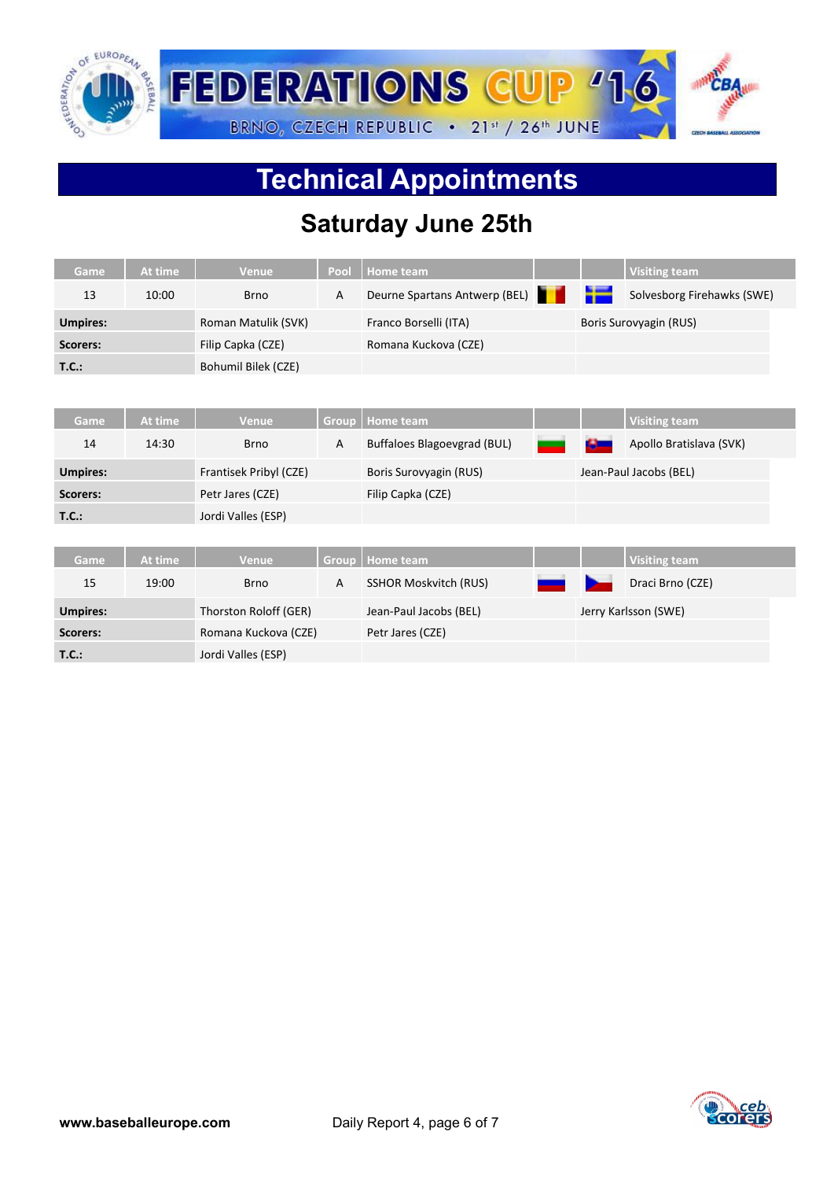# Technical Appointments

## Saturday June 25th

| Game | At time | Venue | Pool | Home team | | | Visiting team |
|---|---|---|---|---|---|---|---|
| 13 | 10:00 | Brno | A | Deurne Spartans Antwerp (BEL) | | | Solvesborg Firehawks (SWE) |
| **Umpires:** | | Roman Matulik (SVK) | | Franco Borselli (ITA) | | Boris Surovyagin (RUS) | |
| **Scorers:** | | Filip Capka (CZE) | | Romana Kuckova (CZE) | | | |
| **T.C.:** | | Bohumil Bilek (CZE) | | | | | |

| Game | At time | Venue | Group | Home team | | | Visiting team |
|---|---|---|---|---|---|---|---|
| 14 | 14:30 | Brno | A | Buffaloes Blagoevgrad (BUL) | | | Apollo Bratislava (SVK) |
| **Umpires:** | | Frantisek Pribyl (CZE) | | Boris Surovyagin (RUS) | | Jean-Paul Jacobs (BEL) | |
| **Scorers:** | | Petr Jares (CZE) | | Filip Capka (CZE) | | | |
| **T.C.:** | | Jordi Valles (ESP) | | | | | |

| Game | At time | Venue | Group | Home team | | | Visiting team |
|---|---|---|---|---|---|---|---|
| 15 | 19:00 | Brno | A | SSHOR Moskvitch (RUS) | | | Draci Brno (CZE) |
| **Umpires:** | | Thorston Roloff (GER) | | Jean-Paul Jacobs (BEL) | | Jerry Karlsson (SWE) | |
| **Scorers:** | | Romana Kuckova (CZE) | | Petr Jares (CZE) | | | |
| **T.C.:** | | Jordi Valles (ESP) | | | | | |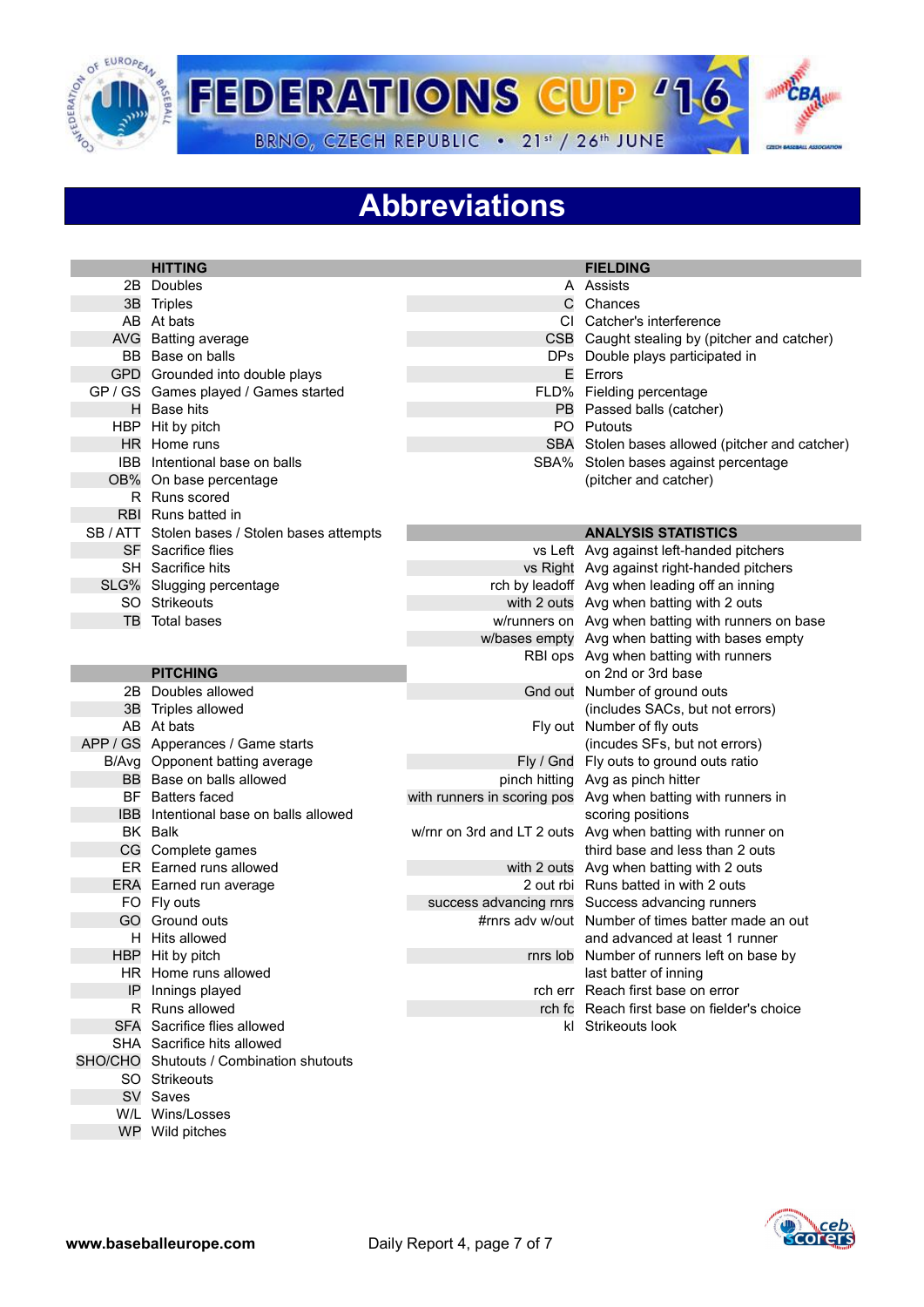# Abbreviations

| HITTING | |
|---|---|
| 2B | Doubles |
| 3B | Triples |
| AB | At bats |
| AVG | Batting average |
| BB | Base on balls |
| GPD | Grounded into double plays |
| GP / GS | Games played / Games started |
| H | Base hits |
| HBP | Hit by pitch |
| HR | Home runs |
| IBB | Intentional base on balls |
| OB% | On base percentage |
| R | Runs scored |
| RBI | Runs batted in |
| SB / ATT | Stolen bases / Stolen bases attempts |
| SF | Sacrifice flies |
| SH | Sacrifice hits |
| SLG% | Slugging percentage |
| SO | Strikeouts |
| TB | Total bases |

| PITCHING | |
|---|---|
| 2B | Doubles allowed |
| 3B | Triples allowed |
| AB | At bats |
| APP / GS | Apperances / Game starts |
| B/Avg | Opponent batting average |
| BB | Base on balls allowed |
| BF | Batters faced |
| IBB | Intentional base on balls allowed |
| BK | Balk |
| CG | Complete games |
| ER | Earned runs allowed |
| ERA | Earned run average |
| FO | Fly outs |
| GO | Ground outs |
| H | Hits allowed |
| HBP | Hit by pitch |
| HR | Home runs allowed |
| IP | Innings played |
| R | Runs allowed |
| SFA | Sacrifice flies allowed |
| SHA | Sacrifice hits allowed |
| SHO/CHO | Shutouts / Combination shutouts |
| SO | Strikeouts |
| SV | Saves |
| W/L | Wins/Losses |
| WP | Wild pitches |

| FIELDING | |
|---|---|
| A | Assists |
| C | Chances |
| CI | Catcher's interference |
| CSB | Caught stealing by (pitcher and catcher) |
| DPs | Double plays participated in |
| E | Errors |
| FLD% | Fielding percentage |
| PB | Passed balls (catcher) |
| PO | Putouts |
| SBA | Stolen bases allowed (pitcher and catcher) |
| SBA% | Stolen bases against percentage (pitcher and catcher) |

| ANALYSIS STATISTICS | |
|---|---|
| vs Left | Avg against left-handed pitchers |
| vs Right | Avg against right-handed pitchers |
| rch by leadoff | Avg when leading off an inning |
| with 2 outs | Avg when batting with 2 outs |
| w/runners on | Avg when batting with runners on base |
| w/bases empty | Avg when batting with bases empty |
| RBI ops | Avg when batting with runners on 2nd or 3rd base |
| Gnd out | Number of ground outs (includes SACs, but not errors) |
| Fly out | Number of fly outs (incudes SFs, but not errors) |
| Fly / Gnd | Fly outs to ground outs ratio |
| pinch hitting | Avg as pinch hitter |
| with runners in scoring pos | Avg when batting with runners in scoring positions |
| w/rnr on 3rd and LT 2 outs | Avg when batting with runner on third base and less than 2 outs |
| with 2 outs | Avg when batting with 2 outs |
| 2 out rbi | Runs batted in with 2 outs |
| success advancing rnrs | Success advancing runners |
| #rnrs adv w/out | Number of times batter made an out and advanced at least 1 runner |
| rnrs lob | Number of runners left on base by last batter of inning |
| rch err | Reach first base on error |
| rch fc | Reach first base on fielder's choice |
| kl | Strikeouts look |